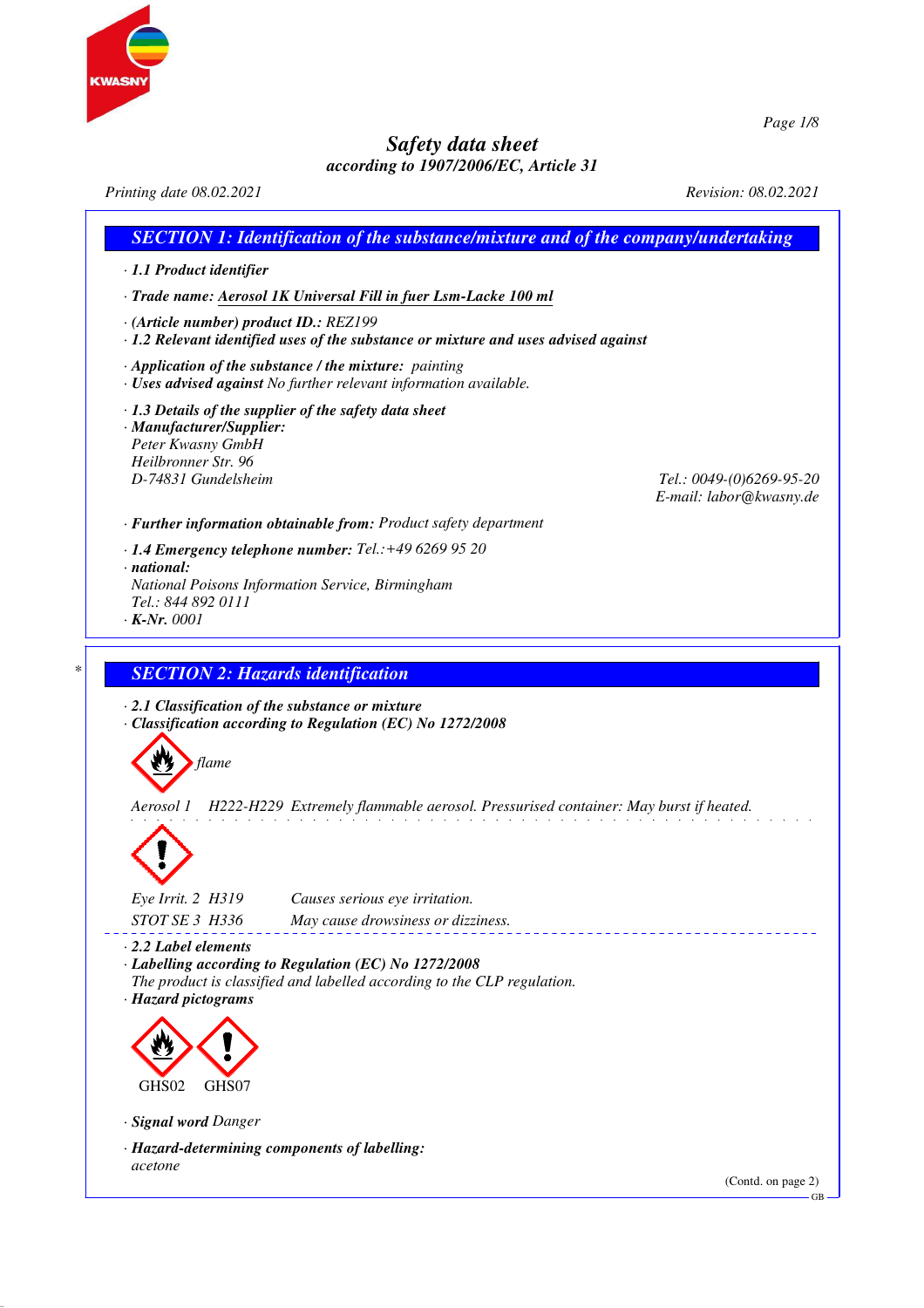# Safety data sheet
### according to 1907/2006/EC, Article 31

Printing date 08.02.2021 Revision: 08.02.2021

## SECTION 1: Identification of the substance/mixture and of the company/undertaking

· **1.1 Product identifier**

· **Trade name: Aerosol 1K Universal Fill in fuer Lsm-Lacke 100 ml**

· **(Article number) product ID.:** REZ199

· **1.2 Relevant identified uses of the substance or mixture and uses advised against**

· **Application of the substance / the mixture:** painting

· **Uses advised against** No further relevant information available.

· **1.3 Details of the supplier of the safety data sheet**

· **Manufacturer/Supplier:**
Peter Kwasny GmbH
Heilbronner Str. 96
D-74831 Gundelsheim
Tel.: 0049-(0)6269-95-20
E-mail: labor@kwasny.de

· **Further information obtainable from:** Product safety department

· **1.4 Emergency telephone number:** Tel.:+49 6269 95 20

· **national:**
National Poisons Information Service, Birmingham
Tel.: 844 892 0111

· **K-Nr.** 0001

## * SECTION 2: Hazards identification

· **2.1 Classification of the substance or mixture**

· **Classification according to Regulation (EC) No 1272/2008**

flame

Aerosol 1 H222-H229 Extremely flammable aerosol. Pressurised container: May burst if heated.

Eye Irrit. 2 H319 Causes serious eye irritation.

STOT SE 3 H336 May cause drowsiness or dizziness.

· **2.2 Label elements**

· **Labelling according to Regulation (EC) No 1272/2008**
The product is classified and labelled according to the CLP regulation.

· **Hazard pictograms**

GHS02 GHS07

· **Signal word** Danger

· **Hazard-determining components of labelling:**
acetone

(Contd. on page 2)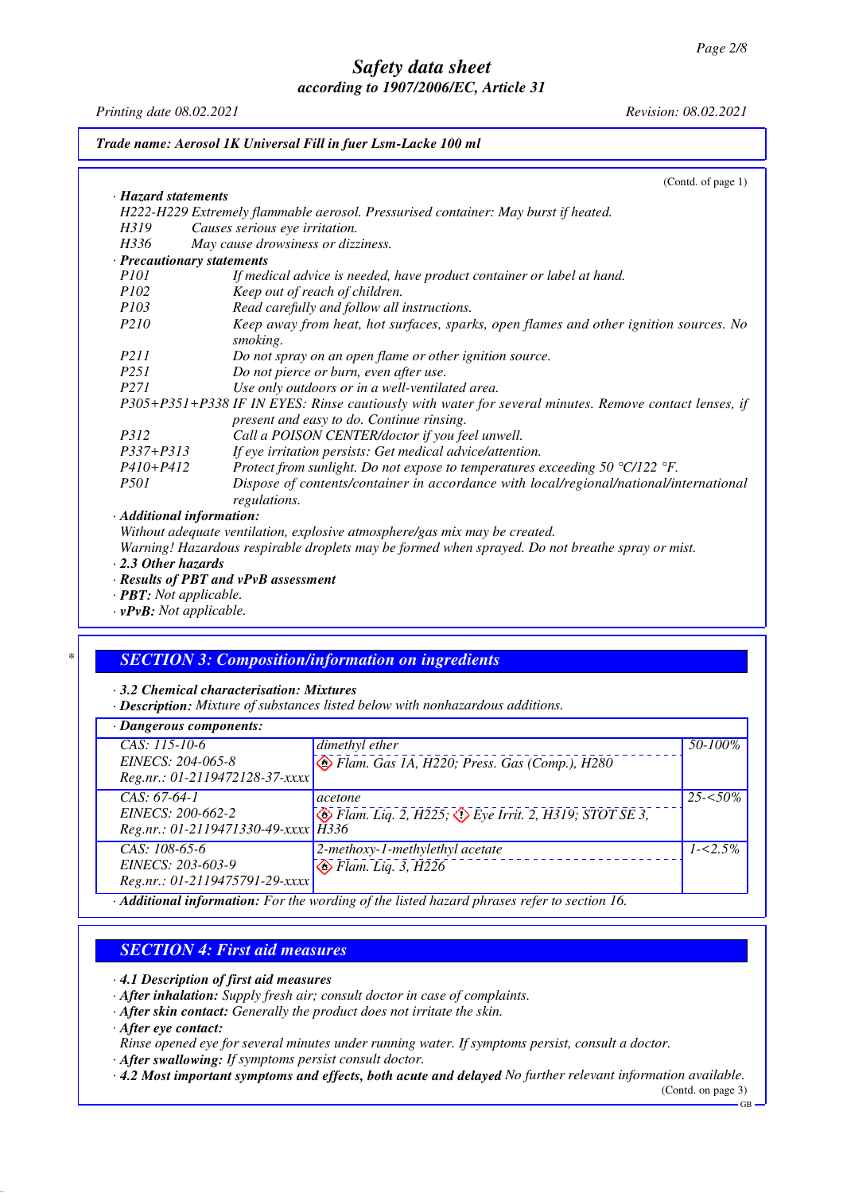**Trade name: Aerosol 1K Universal Fill in fuer Lsm-Lacke 100 ml**

(Contd. of page 1)

· **Hazard statements**

H222-H229 Extremely flammable aerosol. Pressurised container: May burst if heated.
H319 Causes serious eye irritation.
H336 May cause drowsiness or dizziness.

· **Precautionary statements**

P101 If medical advice is needed, have product container or label at hand.
P102 Keep out of reach of children.
P103 Read carefully and follow all instructions.
P210 Keep away from heat, hot surfaces, sparks, open flames and other ignition sources. No smoking.
P211 Do not spray on an open flame or other ignition source.
P251 Do not pierce or burn, even after use.
P271 Use only outdoors or in a well-ventilated area.
P305+P351+P338 IF IN EYES: Rinse cautiously with water for several minutes. Remove contact lenses, if present and easy to do. Continue rinsing.
P312 Call a POISON CENTER/doctor if you feel unwell.
P337+P313 If eye irritation persists: Get medical advice/attention.
P410+P412 Protect from sunlight. Do not expose to temperatures exceeding 50 °C/122 °F.
P501 Dispose of contents/container in accordance with local/regional/national/international regulations.

· **Additional information:**

Without adequate ventilation, explosive atmosphere/gas mix may be created.
Warning! Hazardous respirable droplets may be formed when sprayed. Do not breathe spray or mist.

· **2.3 Other hazards**
· **Results of PBT and vPvB assessment**
· **PBT:** Not applicable.
· **vPvB:** Not applicable.

## SECTION 3: Composition/information on ingredients

· **3.2 Chemical characterisation: Mixtures**
· **Description:** Mixture of substances listed below with nonhazardous additions.

· **Dangerous components:**

| | | |
|---|---|---|
| CAS: 115-10-6<br>EINECS: 204-065-8<br>Reg.nr.: 01-2119472128-37-xxxx | dimethyl ether<br>Flam. Gas 1A, H220; Press. Gas (Comp.), H280 | 50-100% |
| CAS: 67-64-1<br>EINECS: 200-662-2<br>Reg.nr.: 01-2119471330-49-xxxx | acetone<br>Flam. Liq. 2, H225; Eye Irrit. 2, H319; STOT SE 3, H336 | 25-<50% |
| CAS: 108-65-6<br>EINECS: 203-603-9<br>Reg.nr.: 01-2119475791-29-xxxx | 2-methoxy-1-methylethyl acetate<br>Flam. Liq. 3, H226 | 1-<2.5% |

· **Additional information:** For the wording of the listed hazard phrases refer to section 16.

## SECTION 4: First aid measures

· **4.1 Description of first aid measures**
· **After inhalation:** Supply fresh air; consult doctor in case of complaints.
· **After skin contact:** Generally the product does not irritate the skin.
· **After eye contact:**
Rinse opened eye for several minutes under running water. If symptoms persist, consult a doctor.
· **After swallowing:** If symptoms persist consult doctor.
· **4.2 Most important symptoms and effects, both acute and delayed** No further relevant information available.

(Contd. on page 3)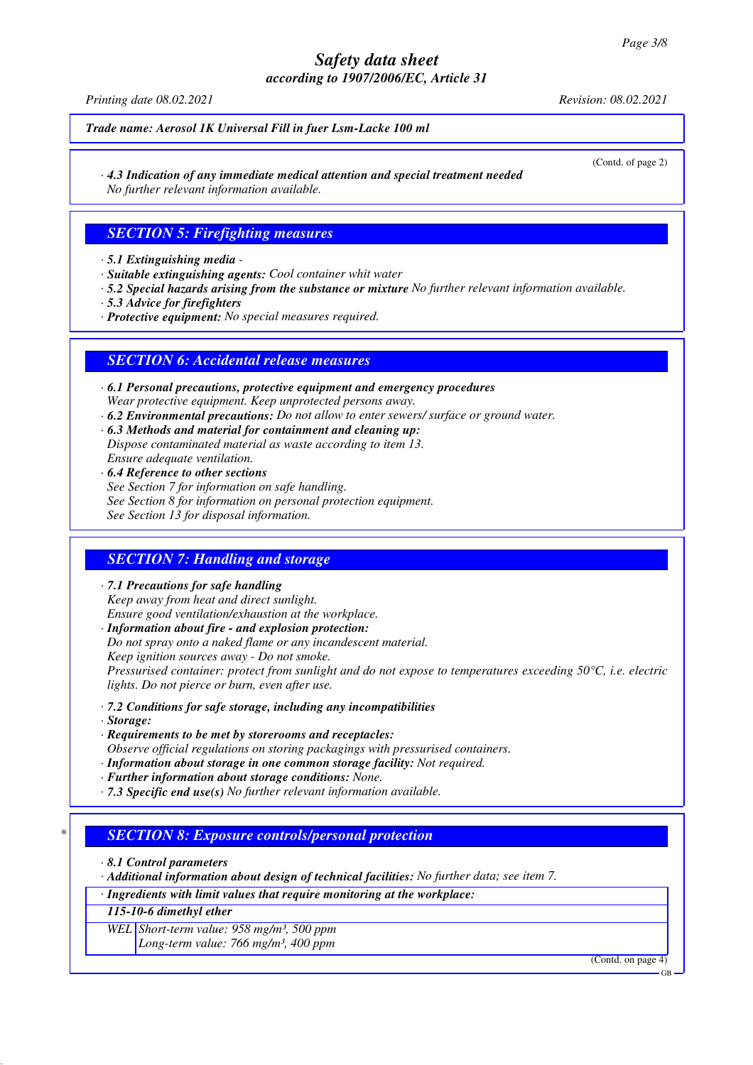*Trade name: Aerosol 1K Universal Fill in fuer Lsm-Lacke 100 ml*

(Contd. of page 2)

· **4.3 Indication of any immediate medical attention and special treatment needed**
No further relevant information available.

## SECTION 5: Firefighting measures

· **5.1 Extinguishing media** -
· **Suitable extinguishing agents:** Cool container whit water
· **5.2 Special hazards arising from the substance or mixture** No further relevant information available.
· **5.3 Advice for firefighters**
· **Protective equipment:** No special measures required.

## SECTION 6: Accidental release measures

· **6.1 Personal precautions, protective equipment and emergency procedures**
Wear protective equipment. Keep unprotected persons away.
· **6.2 Environmental precautions:** Do not allow to enter sewers/ surface or ground water.
· **6.3 Methods and material for containment and cleaning up:**
Dispose contaminated material as waste according to item 13.
Ensure adequate ventilation.
· **6.4 Reference to other sections**
See Section 7 for information on safe handling.
See Section 8 for information on personal protection equipment.
See Section 13 for disposal information.

## SECTION 7: Handling and storage

· **7.1 Precautions for safe handling**
Keep away from heat and direct sunlight.
Ensure good ventilation/exhaustion at the workplace.
· **Information about fire - and explosion protection:**
Do not spray onto a naked flame or any incandescent material.
Keep ignition sources away - Do not smoke.
Pressurised container: protect from sunlight and do not expose to temperatures exceeding 50°C, i.e. electric lights. Do not pierce or burn, even after use.

· **7.2 Conditions for safe storage, including any incompatibilities**
· **Storage:**
· **Requirements to be met by storerooms and receptacles:**
Observe official regulations on storing packagings with pressurised containers.
· **Information about storage in one common storage facility:** Not required.
· **Further information about storage conditions:** None.
· **7.3 Specific end use(s)** No further relevant information available.

## * SECTION 8: Exposure controls/personal protection

· **8.1 Control parameters**
· **Additional information about design of technical facilities:** No further data; see item 7.

| · **Ingredients with limit values that require monitoring at the workplace:** | |
|---|---|
| **115-10-6 dimethyl ether** | |
| WEL | Short-term value: 958 mg/m³, 500 ppm<br>Long-term value: 766 mg/m³, 400 ppm |

(Contd. on page 4)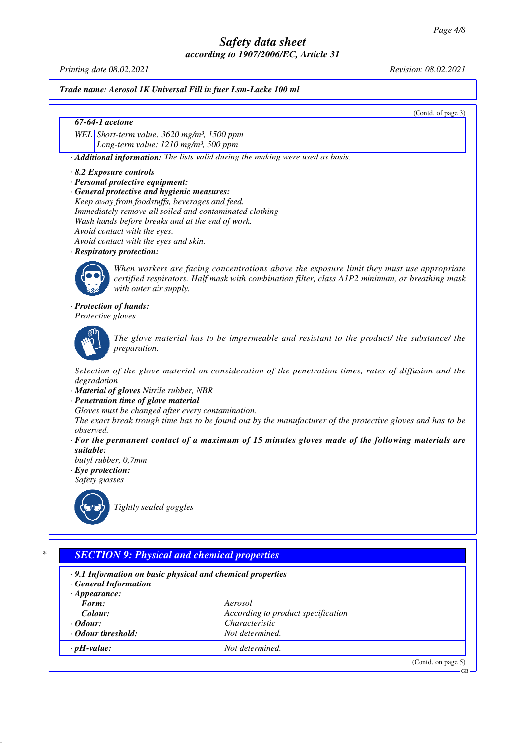Trade name: Aerosol 1K Universal Fill in fuer Lsm-Lacke 100 ml

(Contd. of page 3)

| 67-64-1 acetone | |
|---|---|
| WEL | Short-term value: 3620 mg/m³, 1500 ppm<br>Long-term value: 1210 mg/m³, 500 ppm |

· **Additional information:** The lists valid during the making were used as basis.

· **8.2 Exposure controls**
· **Personal protective equipment:**
· **General protective and hygienic measures:**
Keep away from foodstuffs, beverages and feed.
Immediately remove all soiled and contaminated clothing
Wash hands before breaks and at the end of work.
Avoid contact with the eyes.
Avoid contact with the eyes and skin.
· **Respiratory protection:**

When workers are facing concentrations above the exposure limit they must use appropriate certified respirators. Half mask with combination filter, class A1P2 minimum, or breathing mask with outer air supply.

· **Protection of hands:**
Protective gloves

The glove material has to be impermeable and resistant to the product/ the substance/ the preparation.

Selection of the glove material on consideration of the penetration times, rates of diffusion and the degradation
· **Material of gloves** Nitrile rubber, NBR
· **Penetration time of glove material**
Gloves must be changed after every contamination.
The exact break trough time has to be found out by the manufacturer of the protective gloves and has to be observed.
· **For the permanent contact of a maximum of 15 minutes gloves made of the following materials are suitable:**
butyl rubber, 0,7mm
· **Eye protection:**
Safety glasses

Tightly sealed goggles

## SECTION 9: Physical and chemical properties

· **9.1 Information on basic physical and chemical properties**
· **General Information**
· **Appearance:**

| | |
|---|---|
| **Form:** | Aerosol |
| **Colour:** | According to product specification |
| · **Odour:** | Characteristic |
| · **Odour threshold:** | Not determined. |
| · **pH-value:** | Not determined. |

(Contd. on page 5)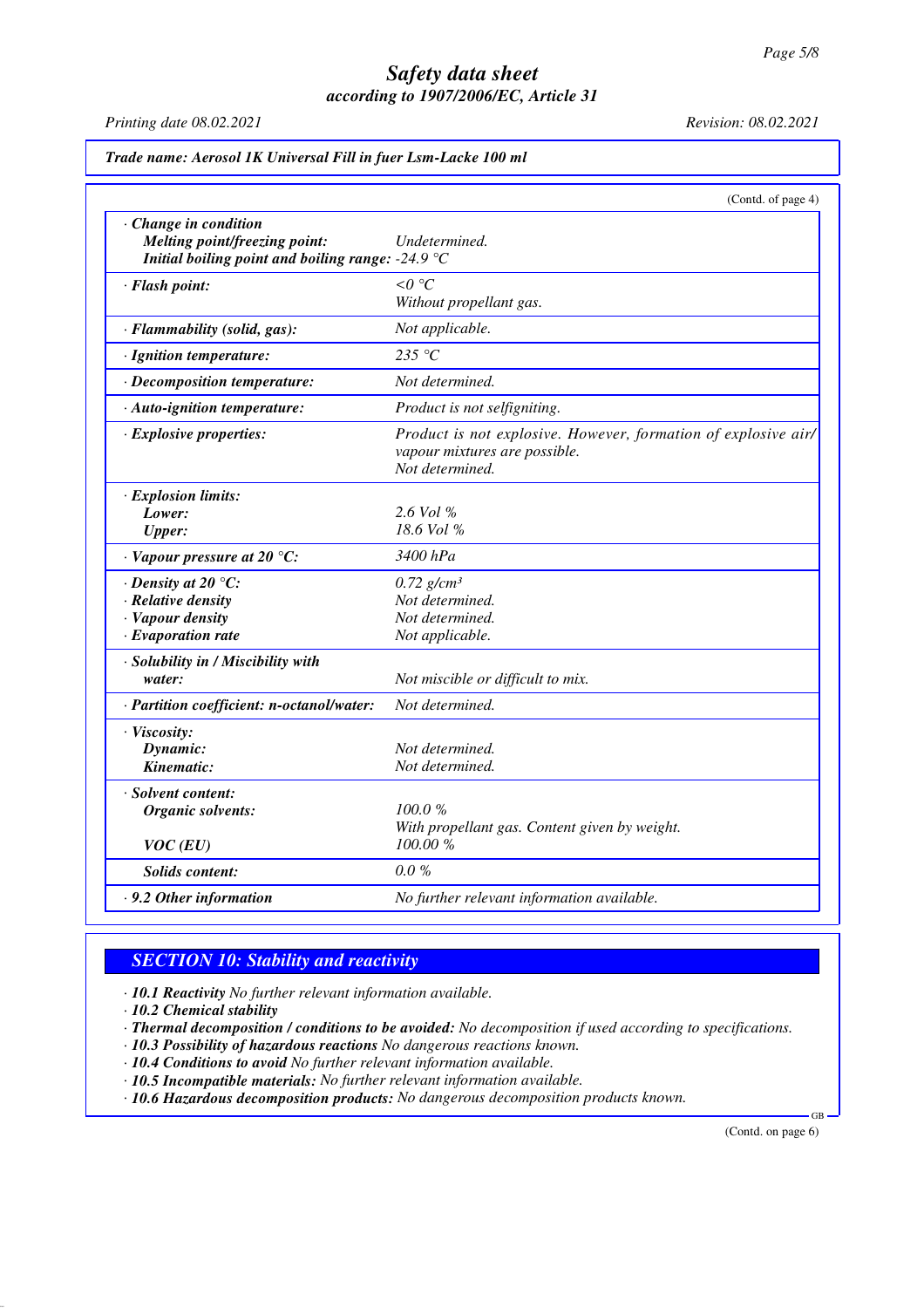# Safety data sheet
## according to 1907/2006/EC, Article 31

Printing date 08.02.2021 Revision: 08.02.2021

**Trade name: Aerosol 1K Universal Fill in fuer Lsm-Lacke 100 ml**

(Contd. of page 4)

| | |
|---|---|
| · **Change in condition** | |
| **Melting point/freezing point:** | Undetermined. |
| **Initial boiling point and boiling range:** | -24.9 °C |
| · **Flash point:** | <0 °C<br>Without propellant gas. |
| · **Flammability (solid, gas):** | Not applicable. |
| · **Ignition temperature:** | 235 °C |
| · **Decomposition temperature:** | Not determined. |
| · **Auto-ignition temperature:** | Product is not selfigniting. |
| · **Explosive properties:** | Product is not explosive. However, formation of explosive air/vapour mixtures are possible.<br>Not determined. |
| · **Explosion limits:** | |
| **Lower:** | 2.6 Vol % |
| **Upper:** | 18.6 Vol % |
| · **Vapour pressure at 20 °C:** | 3400 hPa |
| · **Density at 20 °C:** | 0.72 g/cm³ |
| · **Relative density** | Not determined. |
| · **Vapour density** | Not determined. |
| · **Evaporation rate** | Not applicable. |
| · **Solubility in / Miscibility with water:** | Not miscible or difficult to mix. |
| · **Partition coefficient: n-octanol/water:** | Not determined. |
| · **Viscosity:** | |
| **Dynamic:** | Not determined. |
| **Kinematic:** | Not determined. |
| · **Solvent content:** | |
| **Organic solvents:** | 100.0 %<br>With propellant gas. Content given by weight. |
| **VOC (EU)** | 100.00 % |
| **Solids content:** | 0.0 % |
| · **9.2 Other information** | No further relevant information available. |

## SECTION 10: Stability and reactivity

· **10.1 Reactivity** No further relevant information available.
· **10.2 Chemical stability**
· **Thermal decomposition / conditions to be avoided:** No decomposition if used according to specifications.
· **10.3 Possibility of hazardous reactions** No dangerous reactions known.
· **10.4 Conditions to avoid** No further relevant information available.
· **10.5 Incompatible materials:** No further relevant information available.
· **10.6 Hazardous decomposition products:** No dangerous decomposition products known.

(Contd. on page 6)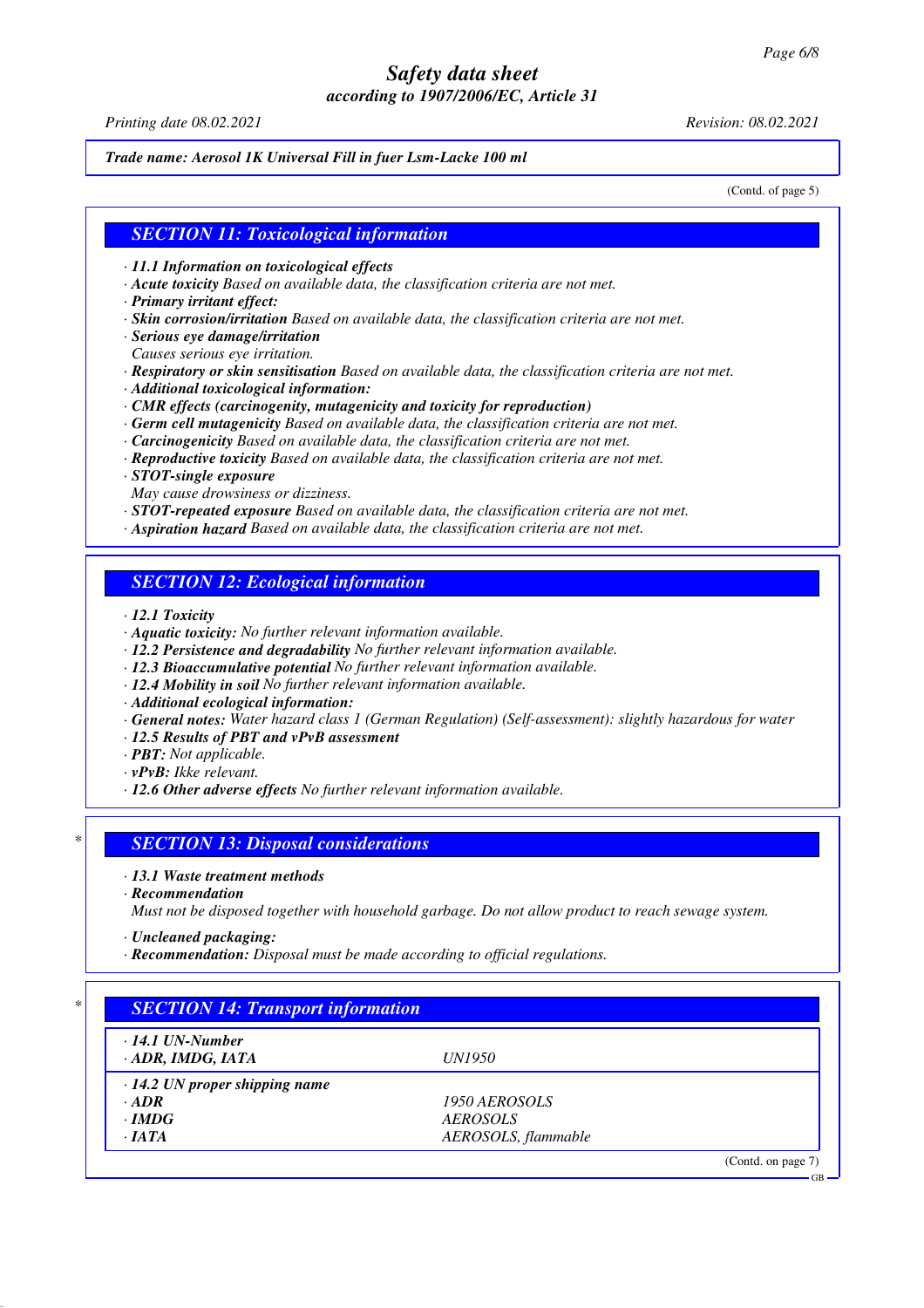**Trade name: Aerosol 1K Universal Fill in fuer Lsm-Lacke 100 ml**

(Contd. of page 5)

## SECTION 11: Toxicological information

· **11.1 Information on toxicological effects**
· **Acute toxicity** Based on available data, the classification criteria are not met.
· **Primary irritant effect:**
· **Skin corrosion/irritation** Based on available data, the classification criteria are not met.
· **Serious eye damage/irritation**
Causes serious eye irritation.
· **Respiratory or skin sensitisation** Based on available data, the classification criteria are not met.
· **Additional toxicological information:**
· **CMR effects (carcinogenity, mutagenicity and toxicity for reproduction)**
· **Germ cell mutagenicity** Based on available data, the classification criteria are not met.
· **Carcinogenicity** Based on available data, the classification criteria are not met.
· **Reproductive toxicity** Based on available data, the classification criteria are not met.
· **STOT-single exposure**
May cause drowsiness or dizziness.
· **STOT-repeated exposure** Based on available data, the classification criteria are not met.
· **Aspiration hazard** Based on available data, the classification criteria are not met.

## SECTION 12: Ecological information

· **12.1 Toxicity**
· **Aquatic toxicity:** No further relevant information available.
· **12.2 Persistence and degradability** No further relevant information available.
· **12.3 Bioaccumulative potential** No further relevant information available.
· **12.4 Mobility in soil** No further relevant information available.
· **Additional ecological information:**
· **General notes:** Water hazard class 1 (German Regulation) (Self-assessment): slightly hazardous for water
· **12.5 Results of PBT and vPvB assessment**
· **PBT:** Not applicable.
· **vPvB:** Ikke relevant.
· **12.6 Other adverse effects** No further relevant information available.

## * SECTION 13: Disposal considerations

· **13.1 Waste treatment methods**
· **Recommendation**
Must not be disposed together with household garbage. Do not allow product to reach sewage system.

· **Uncleaned packaging:**
· **Recommendation:** Disposal must be made according to official regulations.

## * SECTION 14: Transport information

| | |
|---|---|
| · **14.1 UN-Number** | |
| · **ADR, IMDG, IATA** | UN1950 |
| · **14.2 UN proper shipping name** | |
| · **ADR** | 1950 AEROSOLS |
| · **IMDG** | AEROSOLS |
| · **IATA** | AEROSOLS, flammable |

(Contd. on page 7)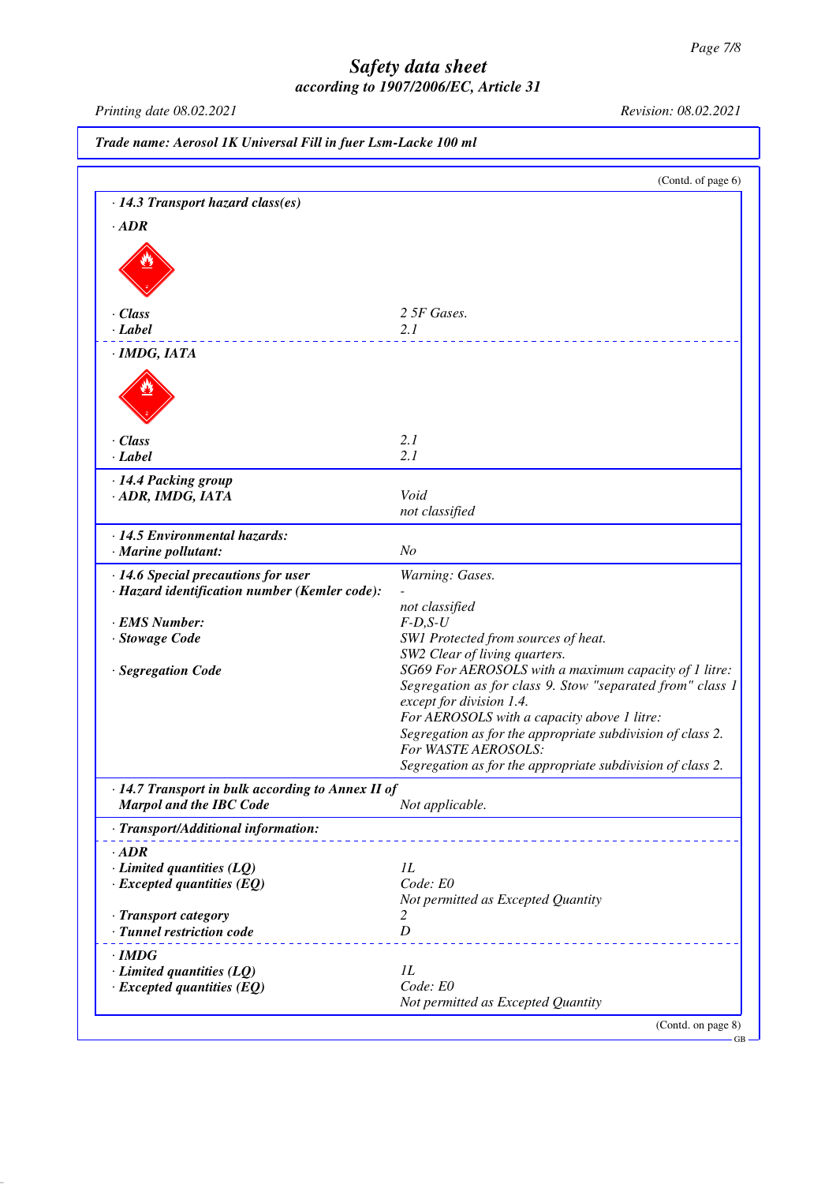*Trade name: Aerosol 1K Universal Fill in fuer Lsm-Lacke 100 ml*

(Contd. of page 6)

**· 14.3 Transport hazard class(es)**

**· ADR**

| | |
|---|---|
| **· Class** | 2 5F Gases. |
| **· Label** | 2.1 |

**· IMDG, IATA**

| | |
|---|---|
| **· Class** | 2.1 |
| **· Label** | 2.1 |

| | |
|---|---|
| **· 14.4 Packing group** | |
| **· ADR, IMDG, IATA** | Void<br>not classified |
| **· 14.5 Environmental hazards:** | |
| **· Marine pollutant:** | No |
| **· 14.6 Special precautions for user** | Warning: Gases. |
| **· Hazard identification number (Kemler code):** | -<br>not classified |
| **· EMS Number:** | F-D,S-U |
| **· Stowage Code** | SW1 Protected from sources of heat.<br>SW2 Clear of living quarters. |
| **· Segregation Code** | SG69 For AEROSOLS with a maximum capacity of 1 litre: Segregation as for class 9. Stow "separated from" class 1 except for division 1.4.<br>For AEROSOLS with a capacity above 1 litre: Segregation as for the appropriate subdivision of class 2.<br>For WASTE AEROSOLS: Segregation as for the appropriate subdivision of class 2. |
| **· 14.7 Transport in bulk according to Annex II of Marpol and the IBC Code** | Not applicable. |

**· Transport/Additional information:**

**· ADR**

| | |
|---|---|
| **· Limited quantities (LQ)** | 1L |
| **· Excepted quantities (EQ)** | Code: E0<br>Not permitted as Excepted Quantity |
| **· Transport category** | 2 |
| **· Tunnel restriction code** | D |

**· IMDG**

| | |
|---|---|
| **· Limited quantities (LQ)** | 1L |
| **· Excepted quantities (EQ)** | Code: E0<br>Not permitted as Excepted Quantity |

(Contd. on page 8)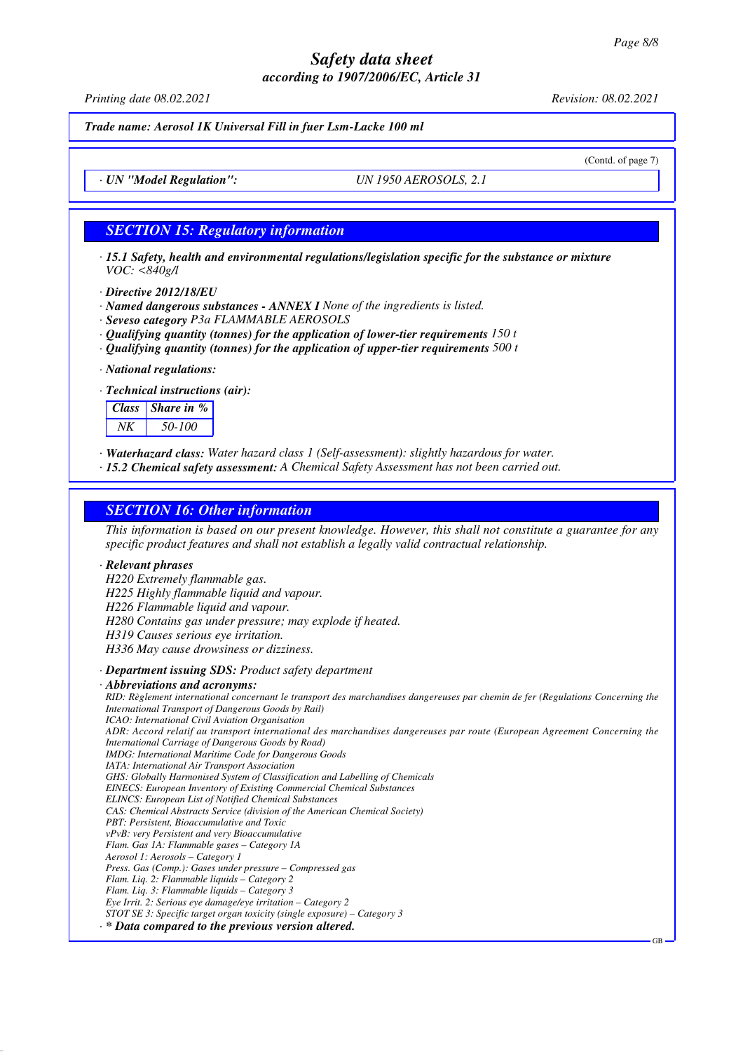Trade name: Aerosol 1K Universal Fill in fuer Lsm-Lacke 100 ml

(Contd. of page 7)

· UN "Model Regulation": UN 1950 AEROSOLS, 2.1

## SECTION 15: Regulatory information

· **15.1 Safety, health and environmental regulations/legislation specific for the substance or mixture**
VOC: <840g/l

· **Directive 2012/18/EU**
· **Named dangerous substances - ANNEX I** None of the ingredients is listed.
· **Seveso category** P3a FLAMMABLE AEROSOLS
· **Qualifying quantity (tonnes) for the application of lower-tier requirements** 150 t
· **Qualifying quantity (tonnes) for the application of upper-tier requirements** 500 t

· **National regulations:**

· **Technical instructions (air):**

| Class | Share in % |
|---|---|
| NK | 50-100 |

· **Waterhazard class:** Water hazard class 1 (Self-assessment): slightly hazardous for water.
· **15.2 Chemical safety assessment:** A Chemical Safety Assessment has not been carried out.

## SECTION 16: Other information

This information is based on our present knowledge. However, this shall not constitute a guarantee for any specific product features and shall not establish a legally valid contractual relationship.

· **Relevant phrases**
H220 Extremely flammable gas.
H225 Highly flammable liquid and vapour.
H226 Flammable liquid and vapour.
H280 Contains gas under pressure; may explode if heated.
H319 Causes serious eye irritation.
H336 May cause drowsiness or dizziness.

· **Department issuing SDS:** Product safety department
· **Abbreviations and acronyms:**
RID: Règlement international concernant le transport des marchandises dangereuses par chemin de fer (Regulations Concerning the International Transport of Dangerous Goods by Rail)
ICAO: International Civil Aviation Organisation
ADR: Accord relatif au transport international des marchandises dangereuses par route (European Agreement Concerning the International Carriage of Dangerous Goods by Road)
IMDG: International Maritime Code for Dangerous Goods
IATA: International Air Transport Association
GHS: Globally Harmonised System of Classification and Labelling of Chemicals
EINECS: European Inventory of Existing Commercial Chemical Substances
ELINCS: European List of Notified Chemical Substances
CAS: Chemical Abstracts Service (division of the American Chemical Society)
PBT: Persistent, Bioaccumulative and Toxic
vPvB: very Persistent and very Bioaccumulative
Flam. Gas 1A: Flammable gases – Category 1A
Aerosol 1: Aerosols – Category 1
Press. Gas (Comp.): Gases under pressure – Compressed gas
Flam. Liq. 2: Flammable liquids – Category 2
Flam. Liq. 3: Flammable liquids – Category 3
Eye Irrit. 2: Serious eye damage/eye irritation – Category 2
STOT SE 3: Specific target organ toxicity (single exposure) – Category 3
· *** Data compared to the previous version altered.**